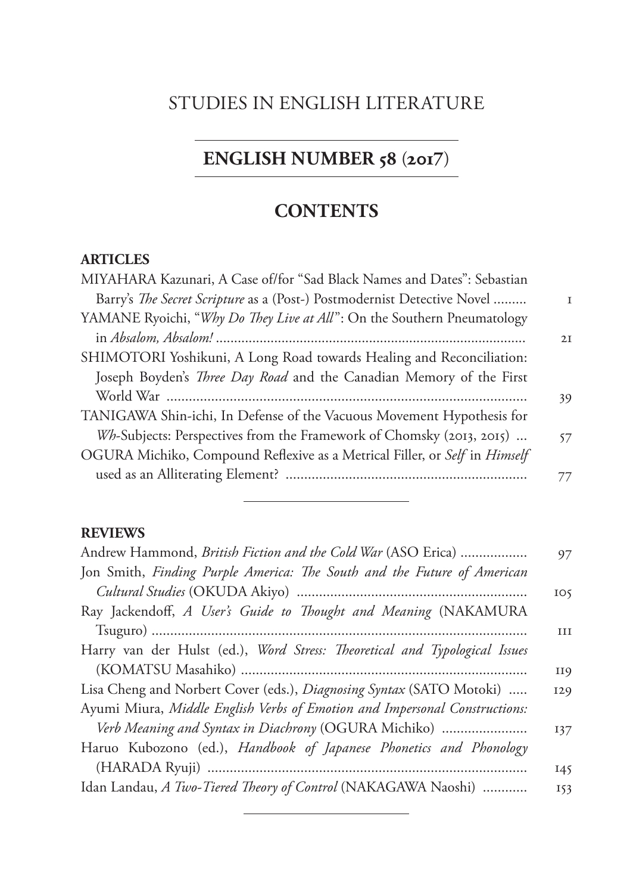# STUDIES IN ENGLISH LITERATURE

## ENGLISH NUMBER 58 (2017)

## CONTENTS

### ARTICLES

MIYAHARA Kazunari, A Case of/for "Sad Black Names and Dates": Sebastian Barry's *The Secret Scripture* as a (Post-) Postmodernist Detective Novel ......... 1

YAMANE Ryoichi, "*Why Do They Live at All*": On the Southern Pneumatology in *Absalom, Absalom!* ......... 21

SHIMOTORI Yoshikuni, A Long Road towards Healing and Reconciliation: Joseph Boyden's *Three Day Road* and the Canadian Memory of the First World War ......... 39

TANIGAWA Shin-ichi, In Defense of the Vacuous Movement Hypothesis for *Wh*-Subjects: Perspectives from the Framework of Chomsky (2013, 2015) ... 57

OGURA Michiko, Compound Reflexive as a Metrical Filler, or *Self* in *Himself* used as an Alliterating Element? ......... 77

---

### REVIEWS

Andrew Hammond, *British Fiction and the Cold War* (ASO Erica) ......... 97

Jon Smith, *Finding Purple America: The South and the Future of American Cultural Studies* (OKUDA Akiyo) ......... 105

Ray Jackendoff, *A User's Guide to Thought and Meaning* (NAKAMURA Tsuguro) ......... 111

Harry van der Hulst (ed.), *Word Stress: Theoretical and Typological Issues* (KOMATSU Masahiko) ......... 119

Lisa Cheng and Norbert Cover (eds.), *Diagnosing Syntax* (SATO Motoki) ..... 129

Ayumi Miura, *Middle English Verbs of Emotion and Impersonal Constructions: Verb Meaning and Syntax in Diachrony* (OGURA Michiko) ......... 137

Haruo Kubozono (ed.), *Handbook of Japanese Phonetics and Phonology* (HARADA Ryuji) ......... 145

Idan Landau, *A Two-Tiered Theory of Control* (NAKAGAWA Naoshi) ......... 153

---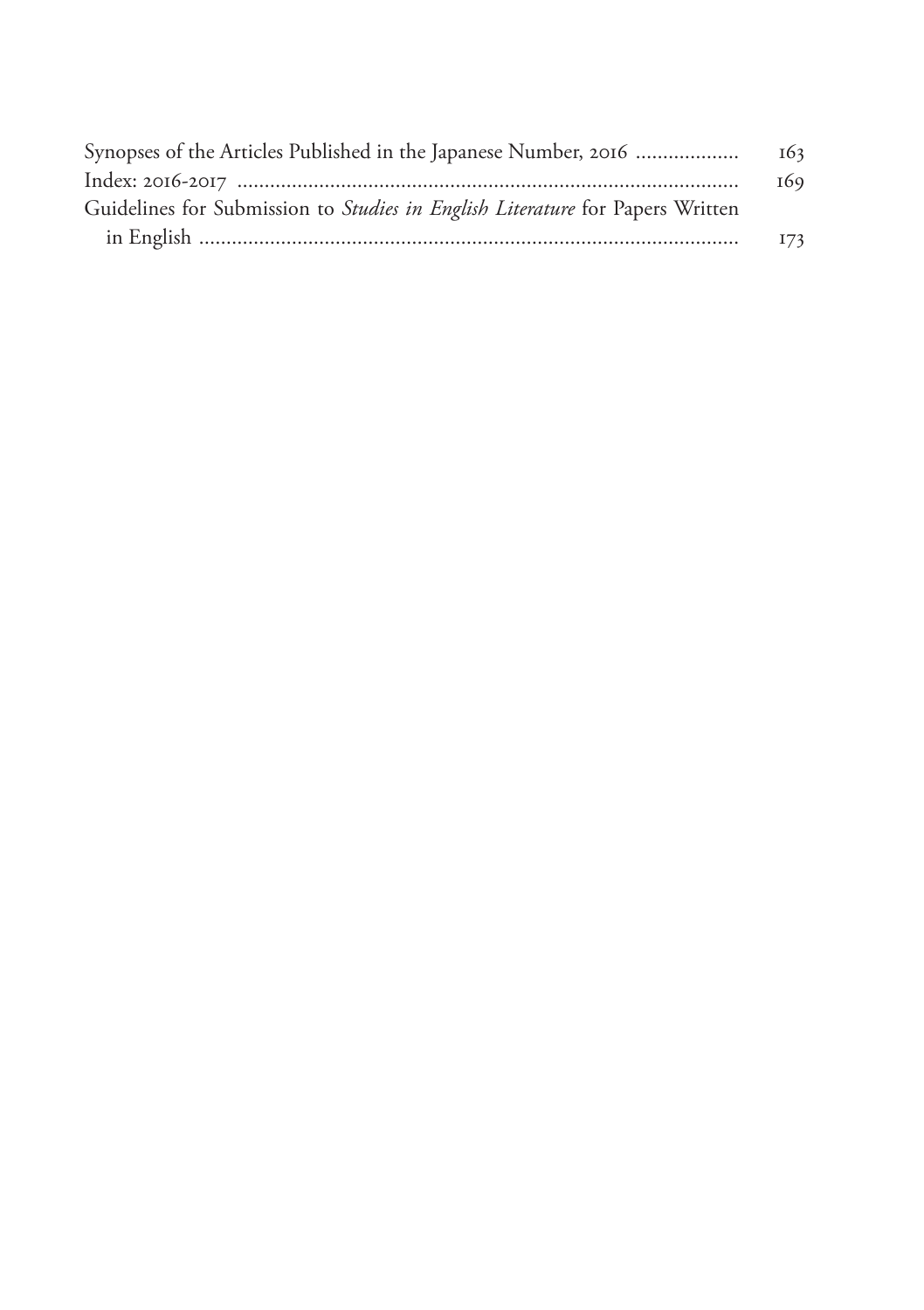Synopses of the Articles Published in the Japanese Number, 2016 .................. 163
Index: 2016-2017 .......................................................................................... 169
Guidelines for Submission to *Studies in English Literature* for Papers Written in English .................................................................................................. 173